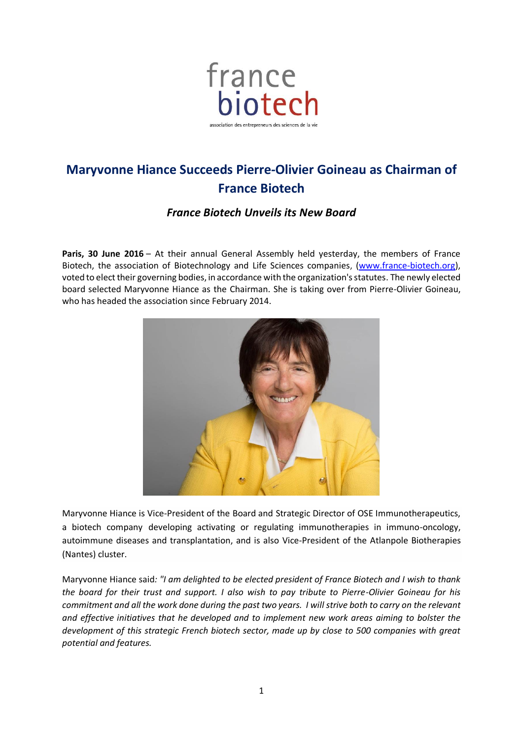# Maryvonne Hiance Succeeds Pierre-Olivier Goineau as Chairman of France Biotech

## *France Biotech Unveils its New Board*

**Paris, 30 June 2016** – At their annual General Assembly held yesterday, the members of France Biotech, the association of Biotechnology and Life Sciences companies, ([www.france-biotech.org](http://www.france-biotech.org)), voted to elect their governing bodies, in accordance with the organization's statutes. The newly elected board selected Maryvonne Hiance as the Chairman. She is taking over from Pierre-Olivier Goineau, who has headed the association since February 2014.

Maryvonne Hiance is Vice-President of the Board and Strategic Director of OSE Immunotherapeutics, a biotech company developing activating or regulating immunotherapies in immuno-oncology, autoimmune diseases and transplantation, and is also Vice-President of the Atlanpole Biotherapies (Nantes) cluster.

Maryvonne Hiance said: *"I am delighted to be elected president of France Biotech and I wish to thank the board for their trust and support. I also wish to pay tribute to Pierre-Olivier Goineau for his commitment and all the work done during the past two years. I will strive both to carry on the relevant and effective initiatives that he developed and to implement new work areas aiming to bolster the development of this strategic French biotech sector, made up by close to 500 companies with great potential and features.*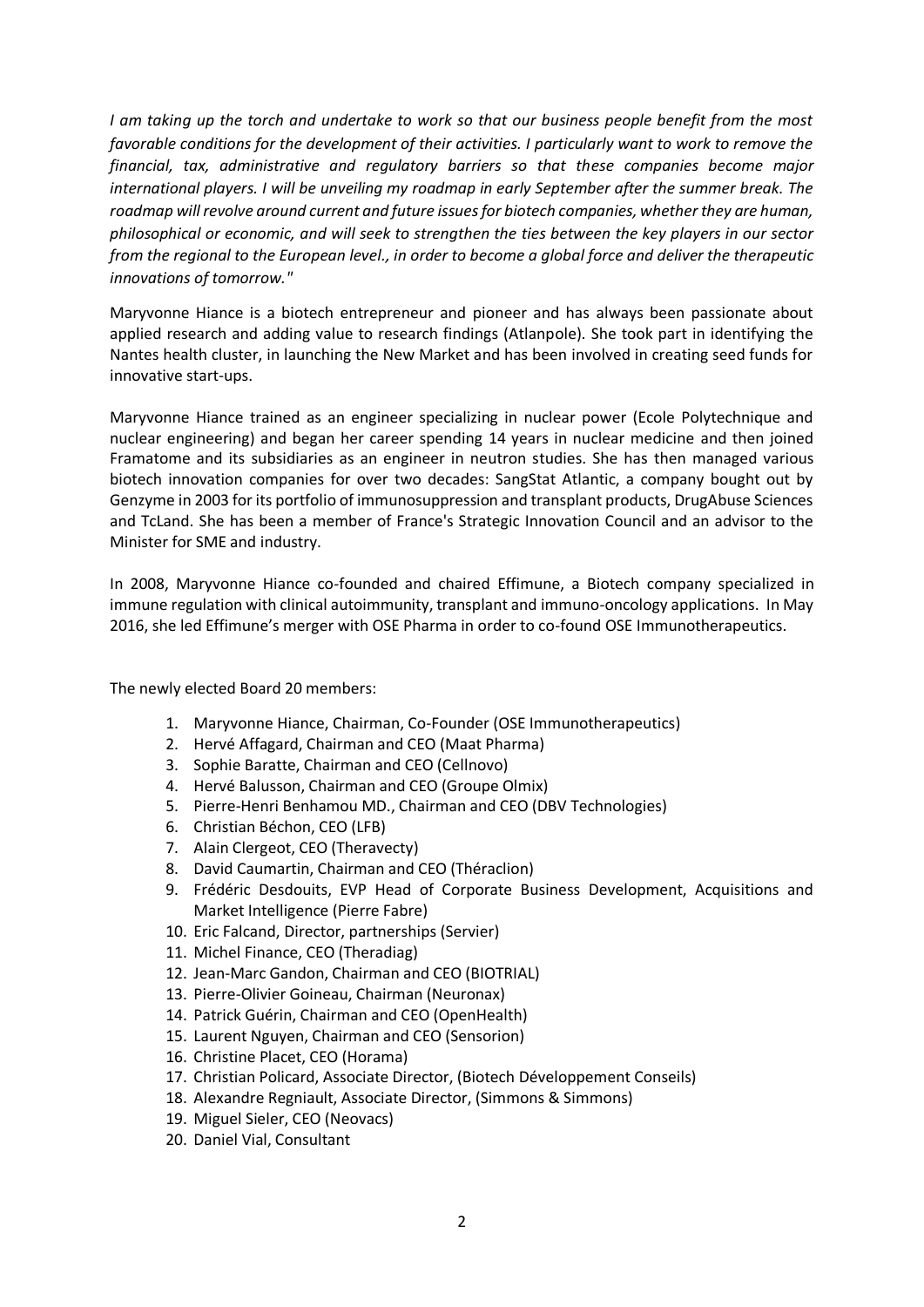*I am taking up the torch and undertake to work so that our business people benefit from the most favorable conditions for the development of their activities. I particularly want to work to remove the financial, tax, administrative and regulatory barriers so that these companies become major international players. I will be unveiling my roadmap in early September after the summer break. The roadmap will revolve around current and future issues for biotech companies, whether they are human, philosophical or economic, and will seek to strengthen the ties between the key players in our sector from the regional to the European level., in order to become a global force and deliver the therapeutic innovations of tomorrow."*

Maryvonne Hiance is a biotech entrepreneur and pioneer and has always been passionate about applied research and adding value to research findings (Atlanpole). She took part in identifying the Nantes health cluster, in launching the New Market and has been involved in creating seed funds for innovative start-ups.

Maryvonne Hiance trained as an engineer specializing in nuclear power (Ecole Polytechnique and nuclear engineering) and began her career spending 14 years in nuclear medicine and then joined Framatome and its subsidiaries as an engineer in neutron studies. She has then managed various biotech innovation companies for over two decades: SangStat Atlantic, a company bought out by Genzyme in 2003 for its portfolio of immunosuppression and transplant products, DrugAbuse Sciences and TcLand. She has been a member of France's Strategic Innovation Council and an advisor to the Minister for SME and industry.

In 2008, Maryvonne Hiance co-founded and chaired Effimune, a Biotech company specialized in immune regulation with clinical autoimmunity, transplant and immuno-oncology applications. In May 2016, she led Effimune's merger with OSE Pharma in order to co-found OSE Immunotherapeutics.

The newly elected Board 20 members:

1. Maryvonne Hiance, Chairman, Co-Founder (OSE Immunotherapeutics)
2. Hervé Affagard, Chairman and CEO (Maat Pharma)
3. Sophie Baratte, Chairman and CEO (Cellnovo)
4. Hervé Balusson, Chairman and CEO (Groupe Olmix)
5. Pierre-Henri Benhamou MD., Chairman and CEO (DBV Technologies)
6. Christian Béchon, CEO (LFB)
7. Alain Clergeot, CEO (Theravecty)
8. David Caumartin, Chairman and CEO (Théraclion)
9. Frédéric Desdouits, EVP Head of Corporate Business Development, Acquisitions and Market Intelligence (Pierre Fabre)
10. Eric Falcand, Director, partnerships (Servier)
11. Michel Finance, CEO (Theradiag)
12. Jean-Marc Gandon, Chairman and CEO (BIOTRIAL)
13. Pierre-Olivier Goineau, Chairman (Neuronax)
14. Patrick Guérin, Chairman and CEO (OpenHealth)
15. Laurent Nguyen, Chairman and CEO (Sensorion)
16. Christine Placet, CEO (Horama)
17. Christian Policard, Associate Director, (Biotech Développement Conseils)
18. Alexandre Regniault, Associate Director, (Simmons & Simmons)
19. Miguel Sieler, CEO (Neovacs)
20. Daniel Vial, Consultant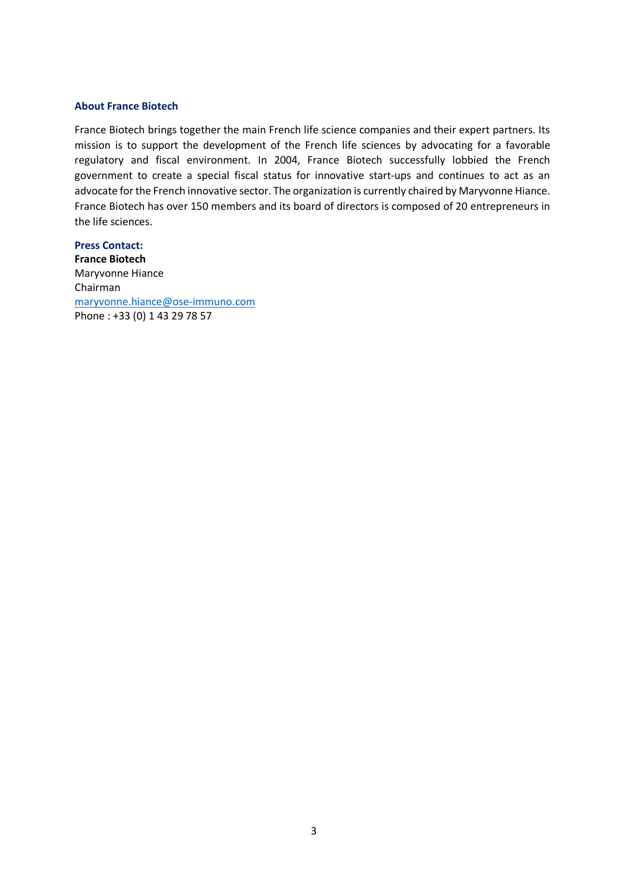### About France Biotech

France Biotech brings together the main French life science companies and their expert partners. Its mission is to support the development of the French life sciences by advocating for a favorable regulatory and fiscal environment. In 2004, France Biotech successfully lobbied the French government to create a special fiscal status for innovative start-ups and continues to act as an advocate for the French innovative sector. The organization is currently chaired by Maryvonne Hiance. France Biotech has over 150 members and its board of directors is composed of 20 entrepreneurs in the life sciences.

**Press Contact:**

**France Biotech**  
Maryvonne Hiance  
Chairman  
maryvonne.hiance@ose-immuno.com  
Phone : +33 (0) 1 43 29 78 57